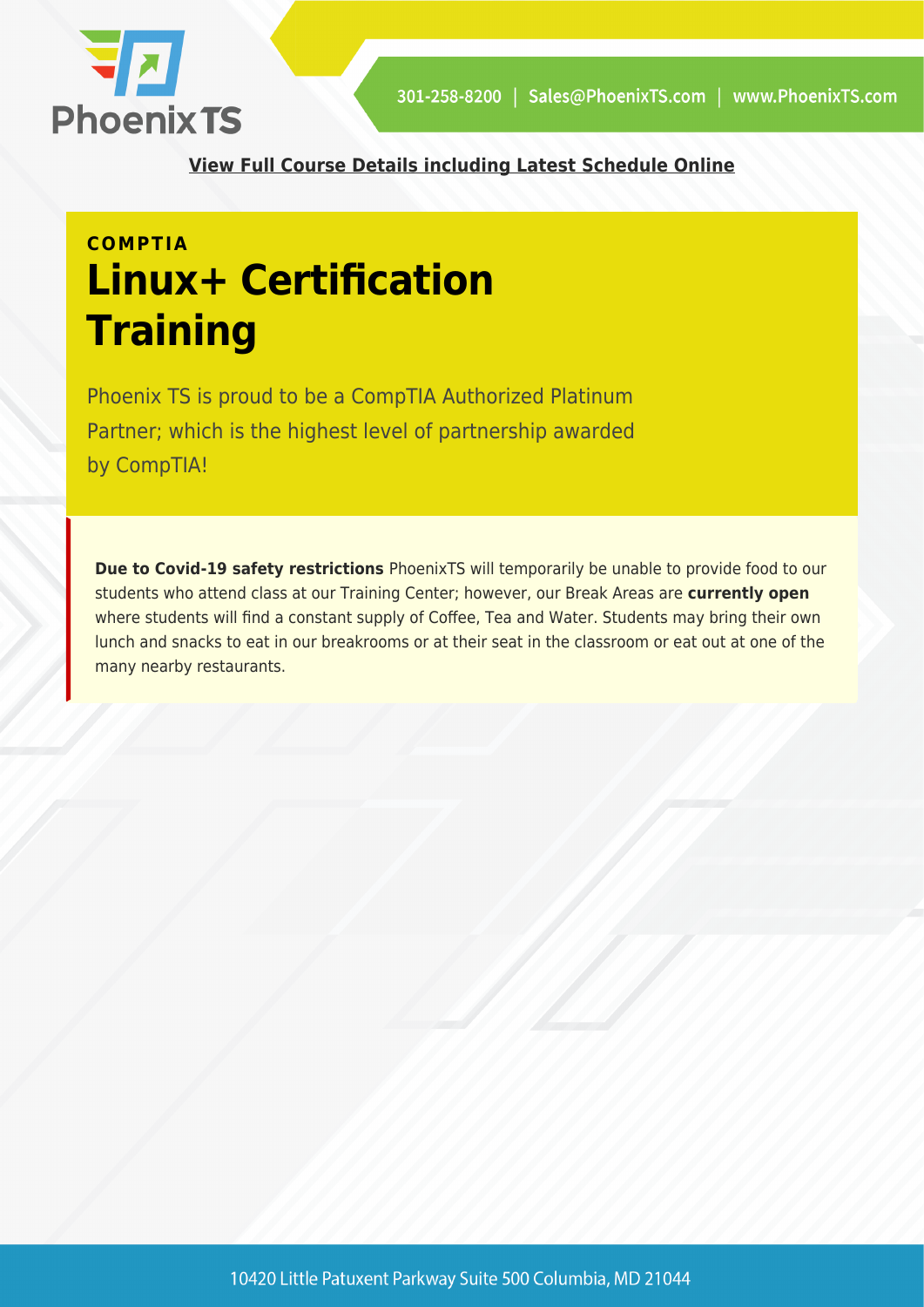**View Full Course Details including Latest Schedule Online**

COMPTIA

# Linux+ Certification Training

Phoenix TS is proud to be a CompTIA Authorized Platinum Partner; which is the highest level of partnership awarded by CompTIA!

**Due to Covid-19 safety restrictions** PhoenixTS will temporarily be unable to provide food to our students who attend class at our Training Center; however, our Break Areas are **currently open** where students will find a constant supply of Coffee, Tea and Water. Students may bring their own lunch and snacks to eat in our breakrooms or at their seat in the classroom or eat out at one of the many nearby restaurants.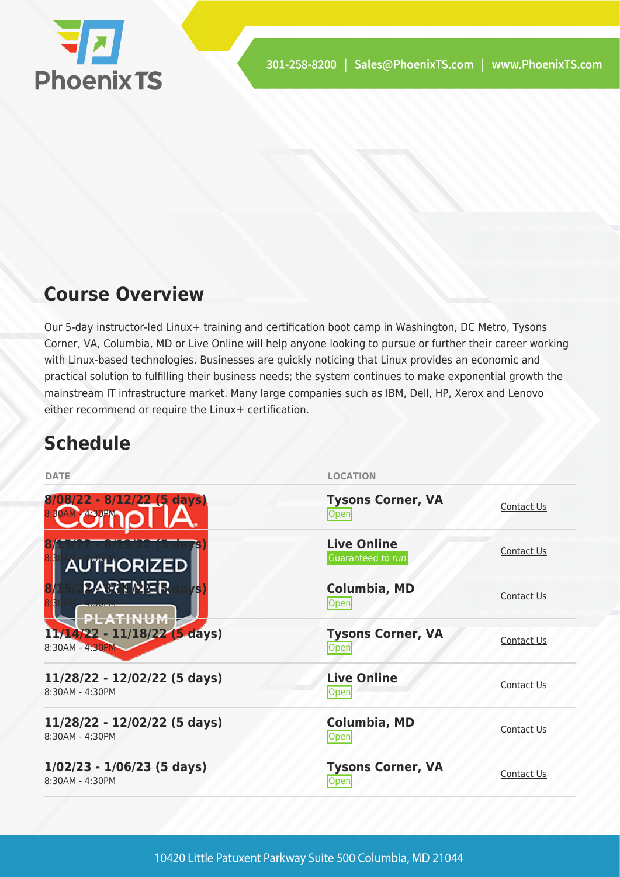## Course Overview

Our 5-day instructor-led Linux+ training and certification boot camp in Washington, DC Metro, Tysons Corner, VA, Columbia, MD or Live Online will help anyone looking to pursue or further their career working with Linux-based technologies. Businesses are quickly noticing that Linux provides an economic and practical solution to fulfilling their business needs; the system continues to make exponential growth the mainstream IT infrastructure market. Many large companies such as IBM, Dell, HP, Xerox and Lenovo either recommend or require the Linux+ certification.

## Schedule

| DATE | LOCATION | |
|---|---|---|
| **8/08/22 - 8/12/22 (5 days)**<br>8:30AM - 4:30PM | **Tysons Corner, VA**<br>Open | Contact Us |
| **8/15/22 - 8/19/22 (5 days)**<br>8:30AM - 4:30PM | **Live Online**<br>Guaranteed *to run* | Contact Us |
| **8/15/22 - 8/19/22 (5 days)**<br>8:30AM - 4:30PM | **Columbia, MD**<br>Open | Contact Us |
| **11/14/22 - 11/18/22 (5 days)**<br>8:30AM - 4:30PM | **Tysons Corner, VA**<br>Open | Contact Us |
| **11/28/22 - 12/02/22 (5 days)**<br>8:30AM - 4:30PM | **Live Online**<br>Open | Contact Us |
| **11/28/22 - 12/02/22 (5 days)**<br>8:30AM - 4:30PM | **Columbia, MD**<br>Open | Contact Us |
| **1/02/23 - 1/06/23 (5 days)**<br>8:30AM - 4:30PM | **Tysons Corner, VA**<br>Open | Contact Us |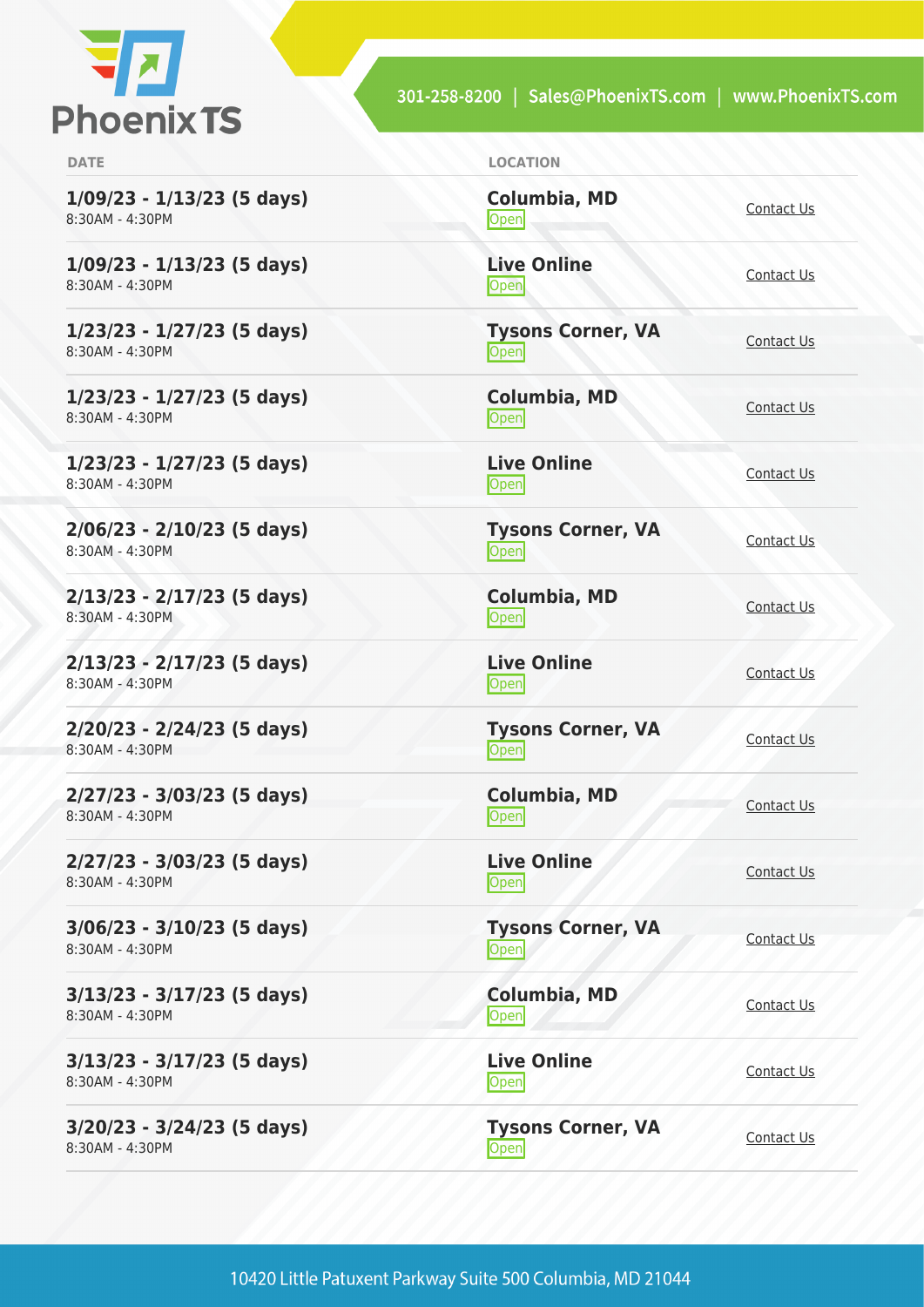| DATE | LOCATION | |
|---|---|---|
| **1/09/23 - 1/13/23 (5 days)**<br>8:30AM - 4:30PM | **Columbia, MD**<br>Open | Contact Us |
| **1/09/23 - 1/13/23 (5 days)**<br>8:30AM - 4:30PM | **Live Online**<br>Open | Contact Us |
| **1/23/23 - 1/27/23 (5 days)**<br>8:30AM - 4:30PM | **Tysons Corner, VA**<br>Open | Contact Us |
| **1/23/23 - 1/27/23 (5 days)**<br>8:30AM - 4:30PM | **Columbia, MD**<br>Open | Contact Us |
| **1/23/23 - 1/27/23 (5 days)**<br>8:30AM - 4:30PM | **Live Online**<br>Open | Contact Us |
| **2/06/23 - 2/10/23 (5 days)**<br>8:30AM - 4:30PM | **Tysons Corner, VA**<br>Open | Contact Us |
| **2/13/23 - 2/17/23 (5 days)**<br>8:30AM - 4:30PM | **Columbia, MD**<br>Open | Contact Us |
| **2/13/23 - 2/17/23 (5 days)**<br>8:30AM - 4:30PM | **Live Online**<br>Open | Contact Us |
| **2/20/23 - 2/24/23 (5 days)**<br>8:30AM - 4:30PM | **Tysons Corner, VA**<br>Open | Contact Us |
| **2/27/23 - 3/03/23 (5 days)**<br>8:30AM - 4:30PM | **Columbia, MD**<br>Open | Contact Us |
| **2/27/23 - 3/03/23 (5 days)**<br>8:30AM - 4:30PM | **Live Online**<br>Open | Contact Us |
| **3/06/23 - 3/10/23 (5 days)**<br>8:30AM - 4:30PM | **Tysons Corner, VA**<br>Open | Contact Us |
| **3/13/23 - 3/17/23 (5 days)**<br>8:30AM - 4:30PM | **Columbia, MD**<br>Open | Contact Us |
| **3/13/23 - 3/17/23 (5 days)**<br>8:30AM - 4:30PM | **Live Online**<br>Open | Contact Us |
| **3/20/23 - 3/24/23 (5 days)**<br>8:30AM - 4:30PM | **Tysons Corner, VA**<br>Open | Contact Us |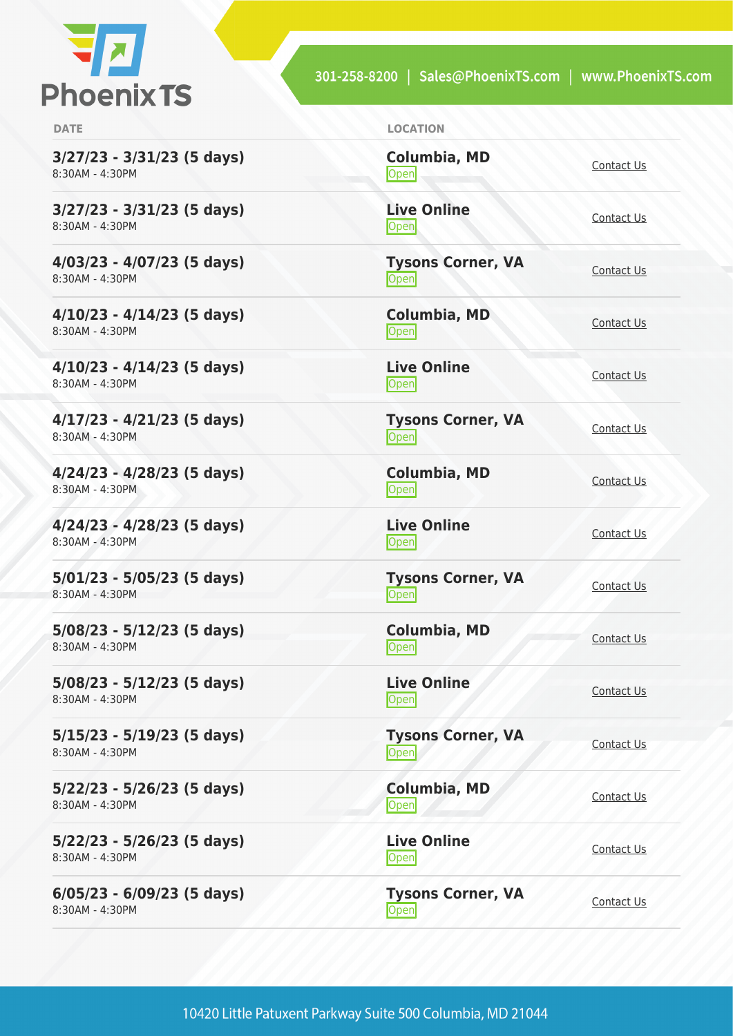| DATE | LOCATION | |
|---|---|---|
| **3/27/23 - 3/31/23 (5 days)**<br>8:30AM - 4:30PM | **Columbia, MD**<br>Open | Contact Us |
| **3/27/23 - 3/31/23 (5 days)**<br>8:30AM - 4:30PM | **Live Online**<br>Open | Contact Us |
| **4/03/23 - 4/07/23 (5 days)**<br>8:30AM - 4:30PM | **Tysons Corner, VA**<br>Open | Contact Us |
| **4/10/23 - 4/14/23 (5 days)**<br>8:30AM - 4:30PM | **Columbia, MD**<br>Open | Contact Us |
| **4/10/23 - 4/14/23 (5 days)**<br>8:30AM - 4:30PM | **Live Online**<br>Open | Contact Us |
| **4/17/23 - 4/21/23 (5 days)**<br>8:30AM - 4:30PM | **Tysons Corner, VA**<br>Open | Contact Us |
| **4/24/23 - 4/28/23 (5 days)**<br>8:30AM - 4:30PM | **Columbia, MD**<br>Open | Contact Us |
| **4/24/23 - 4/28/23 (5 days)**<br>8:30AM - 4:30PM | **Live Online**<br>Open | Contact Us |
| **5/01/23 - 5/05/23 (5 days)**<br>8:30AM - 4:30PM | **Tysons Corner, VA**<br>Open | Contact Us |
| **5/08/23 - 5/12/23 (5 days)**<br>8:30AM - 4:30PM | **Columbia, MD**<br>Open | Contact Us |
| **5/08/23 - 5/12/23 (5 days)**<br>8:30AM - 4:30PM | **Live Online**<br>Open | Contact Us |
| **5/15/23 - 5/19/23 (5 days)**<br>8:30AM - 4:30PM | **Tysons Corner, VA**<br>Open | Contact Us |
| **5/22/23 - 5/26/23 (5 days)**<br>8:30AM - 4:30PM | **Columbia, MD**<br>Open | Contact Us |
| **5/22/23 - 5/26/23 (5 days)**<br>8:30AM - 4:30PM | **Live Online**<br>Open | Contact Us |
| **6/05/23 - 6/09/23 (5 days)**<br>8:30AM - 4:30PM | **Tysons Corner, VA**<br>Open | Contact Us |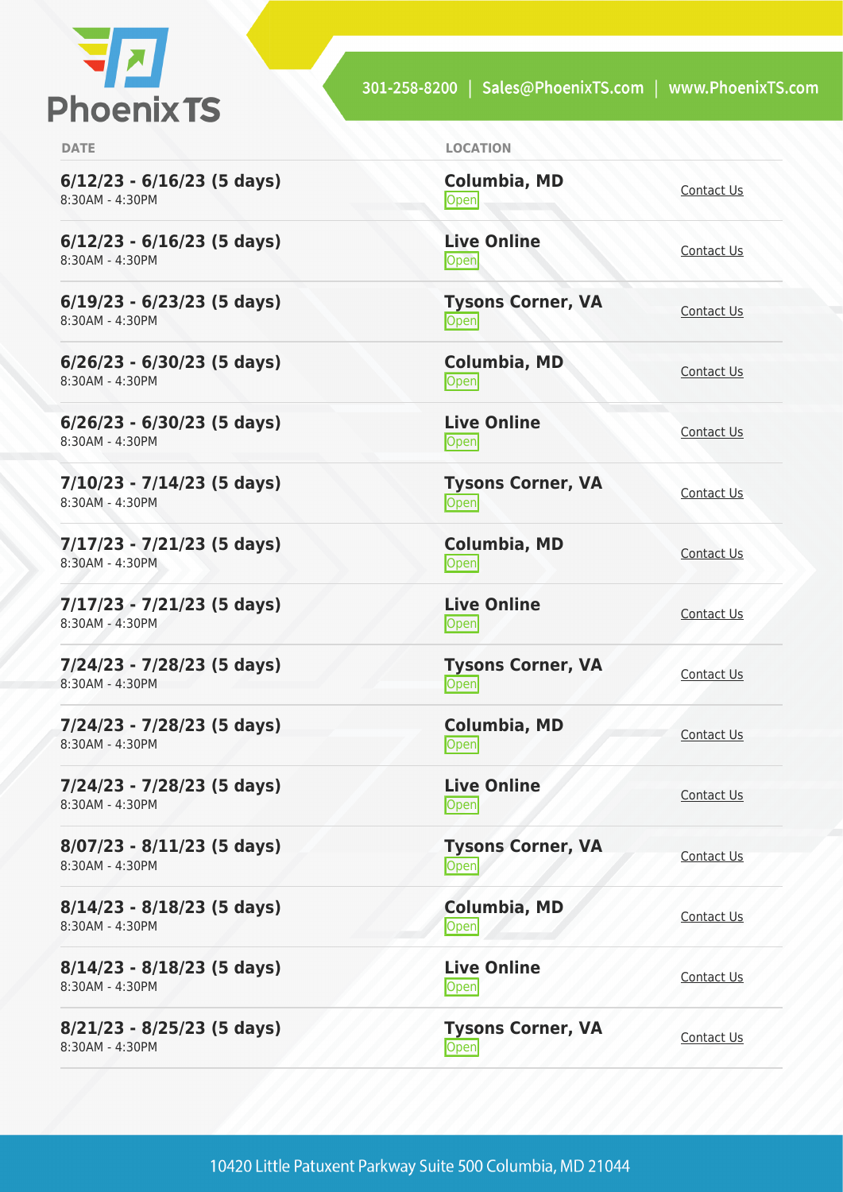| DATE | LOCATION | |
| --- | --- | --- |
| **6/12/23 - 6/16/23 (5 days)** 8:30AM - 4:30PM | **Columbia, MD** Open | Contact Us |
| **6/12/23 - 6/16/23 (5 days)** 8:30AM - 4:30PM | **Live Online** Open | Contact Us |
| **6/19/23 - 6/23/23 (5 days)** 8:30AM - 4:30PM | **Tysons Corner, VA** Open | Contact Us |
| **6/26/23 - 6/30/23 (5 days)** 8:30AM - 4:30PM | **Columbia, MD** Open | Contact Us |
| **6/26/23 - 6/30/23 (5 days)** 8:30AM - 4:30PM | **Live Online** Open | Contact Us |
| **7/10/23 - 7/14/23 (5 days)** 8:30AM - 4:30PM | **Tysons Corner, VA** Open | Contact Us |
| **7/17/23 - 7/21/23 (5 days)** 8:30AM - 4:30PM | **Columbia, MD** Open | Contact Us |
| **7/17/23 - 7/21/23 (5 days)** 8:30AM - 4:30PM | **Live Online** Open | Contact Us |
| **7/24/23 - 7/28/23 (5 days)** 8:30AM - 4:30PM | **Tysons Corner, VA** Open | Contact Us |
| **7/24/23 - 7/28/23 (5 days)** 8:30AM - 4:30PM | **Columbia, MD** Open | Contact Us |
| **7/24/23 - 7/28/23 (5 days)** 8:30AM - 4:30PM | **Live Online** Open | Contact Us |
| **8/07/23 - 8/11/23 (5 days)** 8:30AM - 4:30PM | **Tysons Corner, VA** Open | Contact Us |
| **8/14/23 - 8/18/23 (5 days)** 8:30AM - 4:30PM | **Columbia, MD** Open | Contact Us |
| **8/14/23 - 8/18/23 (5 days)** 8:30AM - 4:30PM | **Live Online** Open | Contact Us |
| **8/21/23 - 8/25/23 (5 days)** 8:30AM - 4:30PM | **Tysons Corner, VA** Open | Contact Us |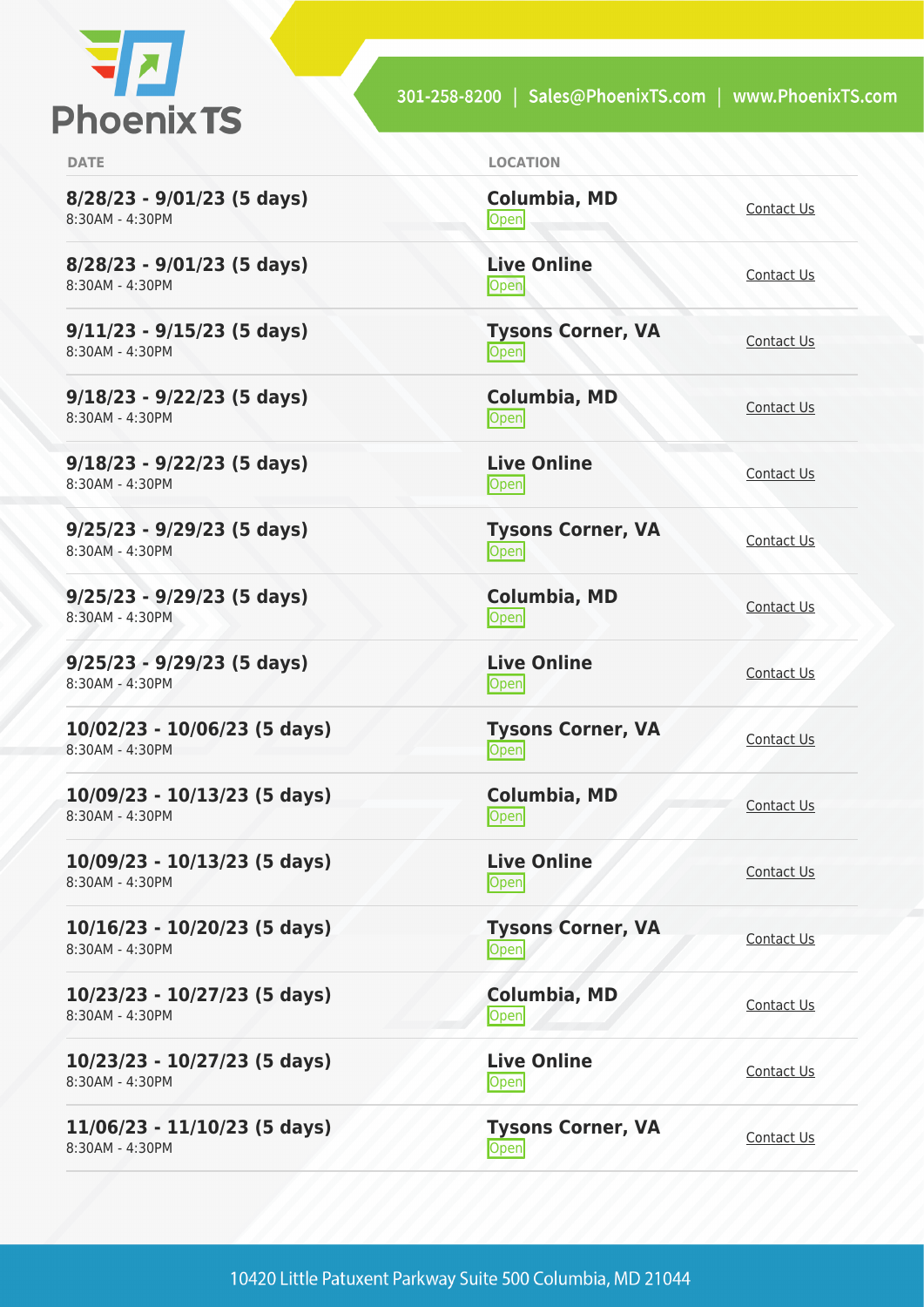| DATE | LOCATION | |
| --- | --- | --- |
| **8/28/23 - 9/01/23 (5 days)**<br>8:30AM - 4:30PM | **Columbia, MD**<br>Open | Contact Us |
| **8/28/23 - 9/01/23 (5 days)**<br>8:30AM - 4:30PM | **Live Online**<br>Open | Contact Us |
| **9/11/23 - 9/15/23 (5 days)**<br>8:30AM - 4:30PM | **Tysons Corner, VA**<br>Open | Contact Us |
| **9/18/23 - 9/22/23 (5 days)**<br>8:30AM - 4:30PM | **Columbia, MD**<br>Open | Contact Us |
| **9/18/23 - 9/22/23 (5 days)**<br>8:30AM - 4:30PM | **Live Online**<br>Open | Contact Us |
| **9/25/23 - 9/29/23 (5 days)**<br>8:30AM - 4:30PM | **Tysons Corner, VA**<br>Open | Contact Us |
| **9/25/23 - 9/29/23 (5 days)**<br>8:30AM - 4:30PM | **Columbia, MD**<br>Open | Contact Us |
| **9/25/23 - 9/29/23 (5 days)**<br>8:30AM - 4:30PM | **Live Online**<br>Open | Contact Us |
| **10/02/23 - 10/06/23 (5 days)**<br>8:30AM - 4:30PM | **Tysons Corner, VA**<br>Open | Contact Us |
| **10/09/23 - 10/13/23 (5 days)**<br>8:30AM - 4:30PM | **Columbia, MD**<br>Open | Contact Us |
| **10/09/23 - 10/13/23 (5 days)**<br>8:30AM - 4:30PM | **Live Online**<br>Open | Contact Us |
| **10/16/23 - 10/20/23 (5 days)**<br>8:30AM - 4:30PM | **Tysons Corner, VA**<br>Open | Contact Us |
| **10/23/23 - 10/27/23 (5 days)**<br>8:30AM - 4:30PM | **Columbia, MD**<br>Open | Contact Us |
| **10/23/23 - 10/27/23 (5 days)**<br>8:30AM - 4:30PM | **Live Online**<br>Open | Contact Us |
| **11/06/23 - 11/10/23 (5 days)**<br>8:30AM - 4:30PM | **Tysons Corner, VA**<br>Open | Contact Us |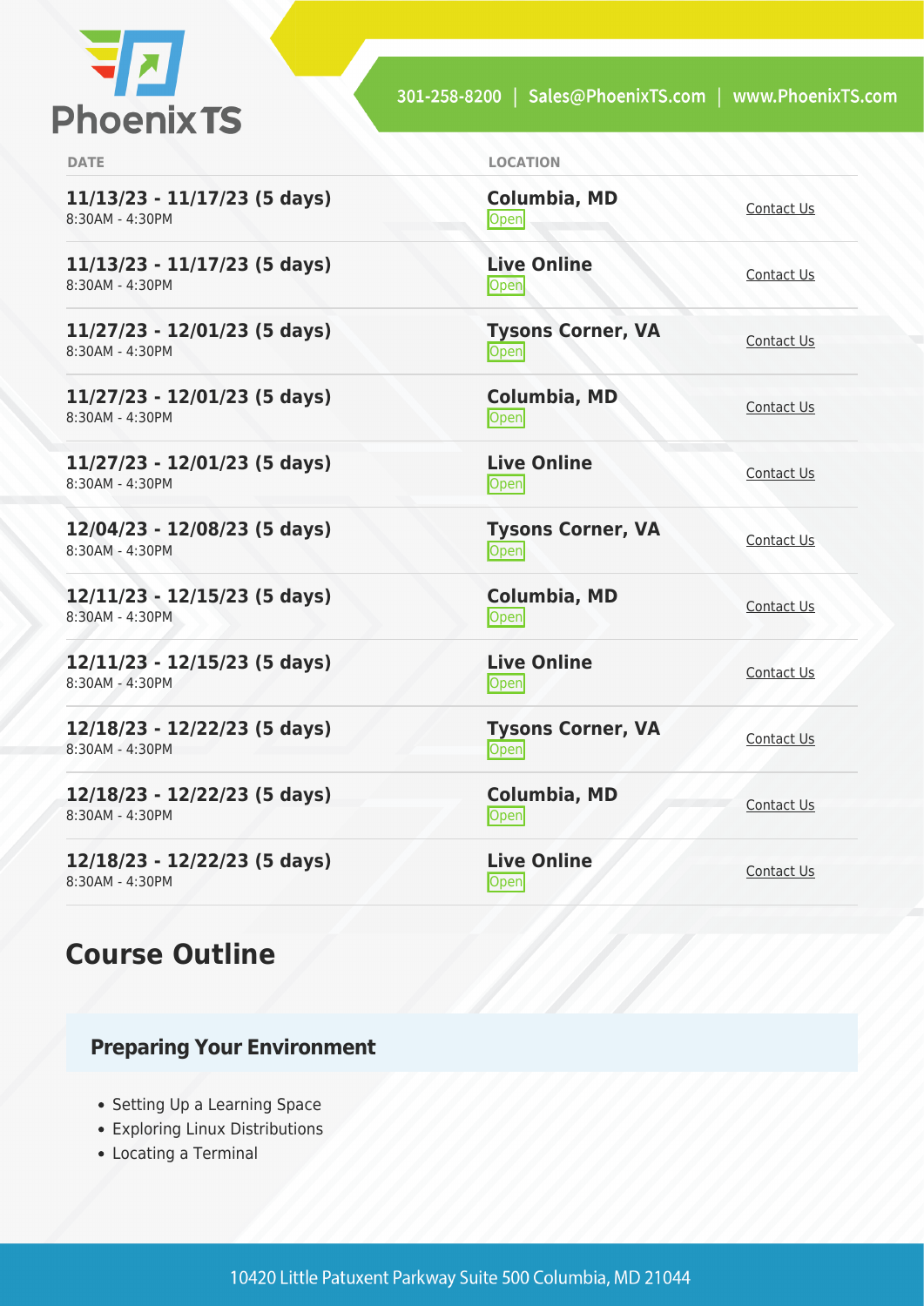| DATE | LOCATION | |
|---|---|---|
| **11/13/23 - 11/17/23 (5 days)**<br>8:30AM - 4:30PM | **Columbia, MD**<br>Open | Contact Us |
| **11/13/23 - 11/17/23 (5 days)**<br>8:30AM - 4:30PM | **Live Online**<br>Open | Contact Us |
| **11/27/23 - 12/01/23 (5 days)**<br>8:30AM - 4:30PM | **Tysons Corner, VA**<br>Open | Contact Us |
| **11/27/23 - 12/01/23 (5 days)**<br>8:30AM - 4:30PM | **Columbia, MD**<br>Open | Contact Us |
| **11/27/23 - 12/01/23 (5 days)**<br>8:30AM - 4:30PM | **Live Online**<br>Open | Contact Us |
| **12/04/23 - 12/08/23 (5 days)**<br>8:30AM - 4:30PM | **Tysons Corner, VA**<br>Open | Contact Us |
| **12/11/23 - 12/15/23 (5 days)**<br>8:30AM - 4:30PM | **Columbia, MD**<br>Open | Contact Us |
| **12/11/23 - 12/15/23 (5 days)**<br>8:30AM - 4:30PM | **Live Online**<br>Open | Contact Us |
| **12/18/23 - 12/22/23 (5 days)**<br>8:30AM - 4:30PM | **Tysons Corner, VA**<br>Open | Contact Us |
| **12/18/23 - 12/22/23 (5 days)**<br>8:30AM - 4:30PM | **Columbia, MD**<br>Open | Contact Us |
| **12/18/23 - 12/22/23 (5 days)**<br>8:30AM - 4:30PM | **Live Online**<br>Open | Contact Us |

## Course Outline

### Preparing Your Environment

- Setting Up a Learning Space
- Exploring Linux Distributions
- Locating a Terminal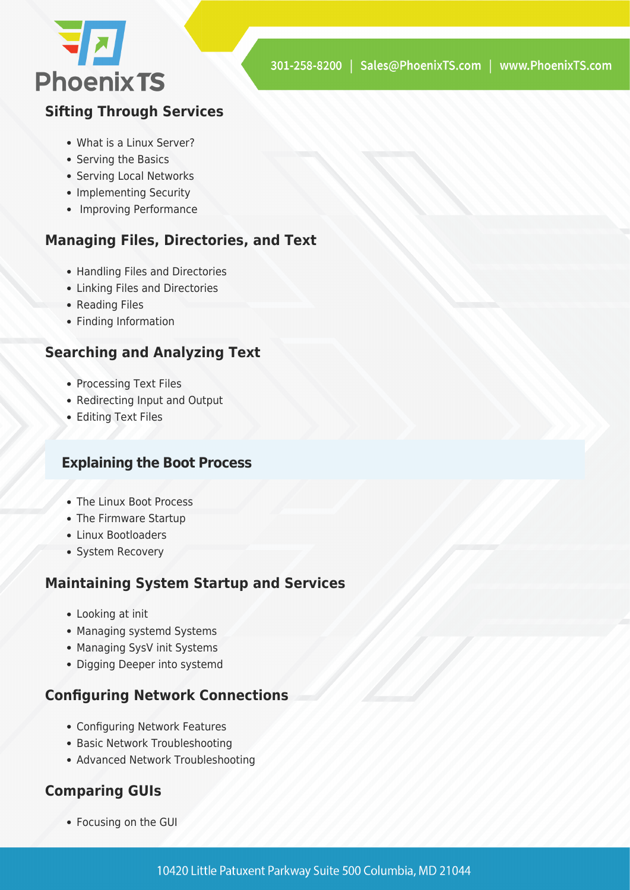### Sifting Through Services

- What is a Linux Server?
- Serving the Basics
- Serving Local Networks
- Implementing Security
- Improving Performance

### Managing Files, Directories, and Text

- Handling Files and Directories
- Linking Files and Directories
- Reading Files
- Finding Information

### Searching and Analyzing Text

- Processing Text Files
- Redirecting Input and Output
- Editing Text Files

### Explaining the Boot Process

- The Linux Boot Process
- The Firmware Startup
- Linux Bootloaders
- System Recovery

### Maintaining System Startup and Services

- Looking at init
- Managing systemd Systems
- Managing SysV init Systems
- Digging Deeper into systemd

### Configuring Network Connections

- Configuring Network Features
- Basic Network Troubleshooting
- Advanced Network Troubleshooting

### Comparing GUIs

- Focusing on the GUI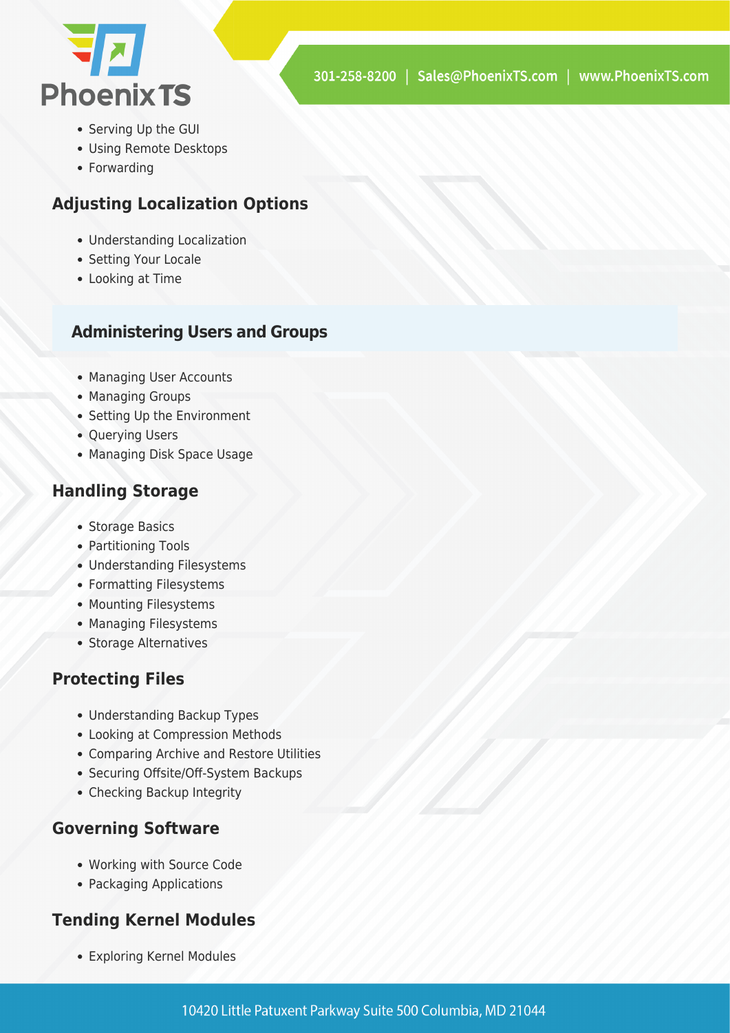- Serving Up the GUI
- Using Remote Desktops
- Forwarding

### Adjusting Localization Options

- Understanding Localization
- Setting Your Locale
- Looking at Time

## Administering Users and Groups

- Managing User Accounts
- Managing Groups
- Setting Up the Environment
- Querying Users
- Managing Disk Space Usage

### Handling Storage

- Storage Basics
- Partitioning Tools
- Understanding Filesystems
- Formatting Filesystems
- Mounting Filesystems
- Managing Filesystems
- Storage Alternatives

### Protecting Files

- Understanding Backup Types
- Looking at Compression Methods
- Comparing Archive and Restore Utilities
- Securing Offsite/Off-System Backups
- Checking Backup Integrity

### Governing Software

- Working with Source Code
- Packaging Applications

### Tending Kernel Modules

- Exploring Kernel Modules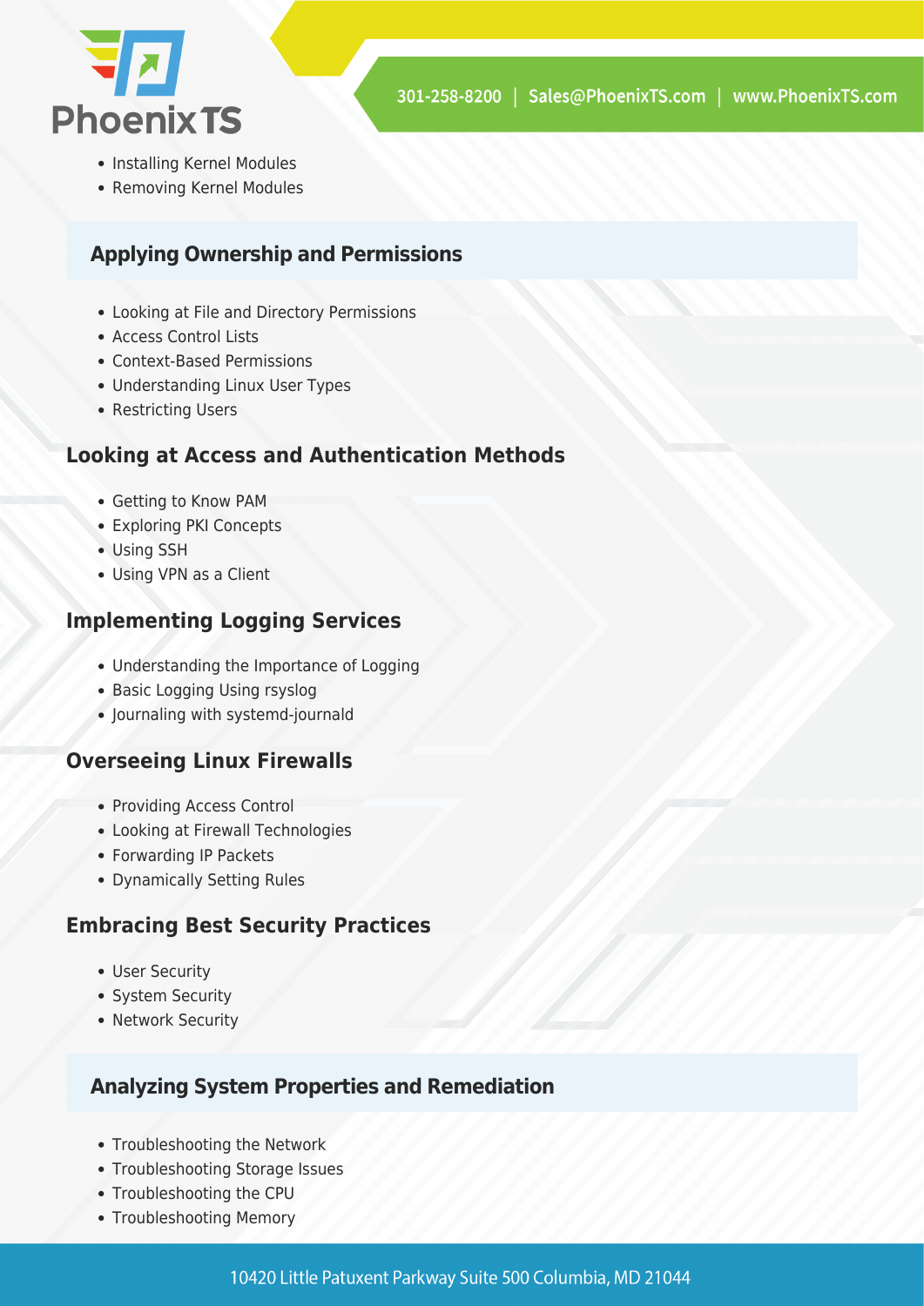- Installing Kernel Modules
- Removing Kernel Modules

## Applying Ownership and Permissions

- Looking at File and Directory Permissions
- Access Control Lists
- Context-Based Permissions
- Understanding Linux User Types
- Restricting Users

### Looking at Access and Authentication Methods

- Getting to Know PAM
- Exploring PKI Concepts
- Using SSH
- Using VPN as a Client

### Implementing Logging Services

- Understanding the Importance of Logging
- Basic Logging Using rsyslog
- Journaling with systemd-journald

### Overseeing Linux Firewalls

- Providing Access Control
- Looking at Firewall Technologies
- Forwarding IP Packets
- Dynamically Setting Rules

### Embracing Best Security Practices

- User Security
- System Security
- Network Security

## Analyzing System Properties and Remediation

- Troubleshooting the Network
- Troubleshooting Storage Issues
- Troubleshooting the CPU
- Troubleshooting Memory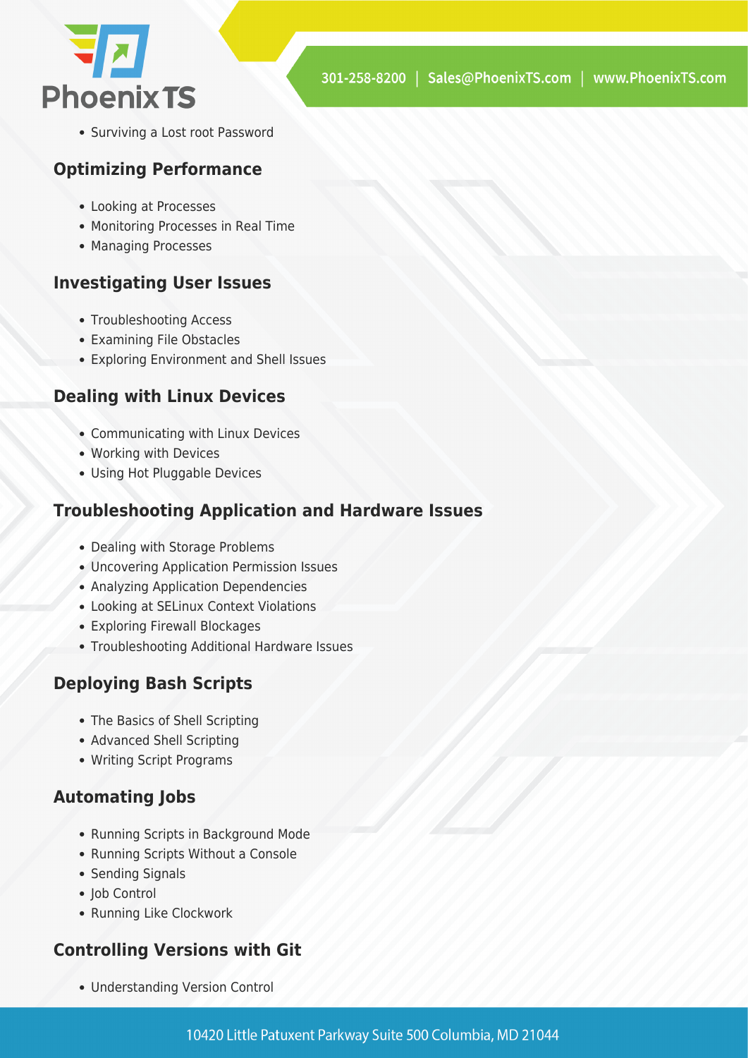- Surviving a Lost root Password

### Optimizing Performance

- Looking at Processes
- Monitoring Processes in Real Time
- Managing Processes

### Investigating User Issues

- Troubleshooting Access
- Examining File Obstacles
- Exploring Environment and Shell Issues

### Dealing with Linux Devices

- Communicating with Linux Devices
- Working with Devices
- Using Hot Pluggable Devices

### Troubleshooting Application and Hardware Issues

- Dealing with Storage Problems
- Uncovering Application Permission Issues
- Analyzing Application Dependencies
- Looking at SELinux Context Violations
- Exploring Firewall Blockages
- Troubleshooting Additional Hardware Issues

### Deploying Bash Scripts

- The Basics of Shell Scripting
- Advanced Shell Scripting
- Writing Script Programs

### Automating Jobs

- Running Scripts in Background Mode
- Running Scripts Without a Console
- Sending Signals
- Job Control
- Running Like Clockwork

### Controlling Versions with Git

- Understanding Version Control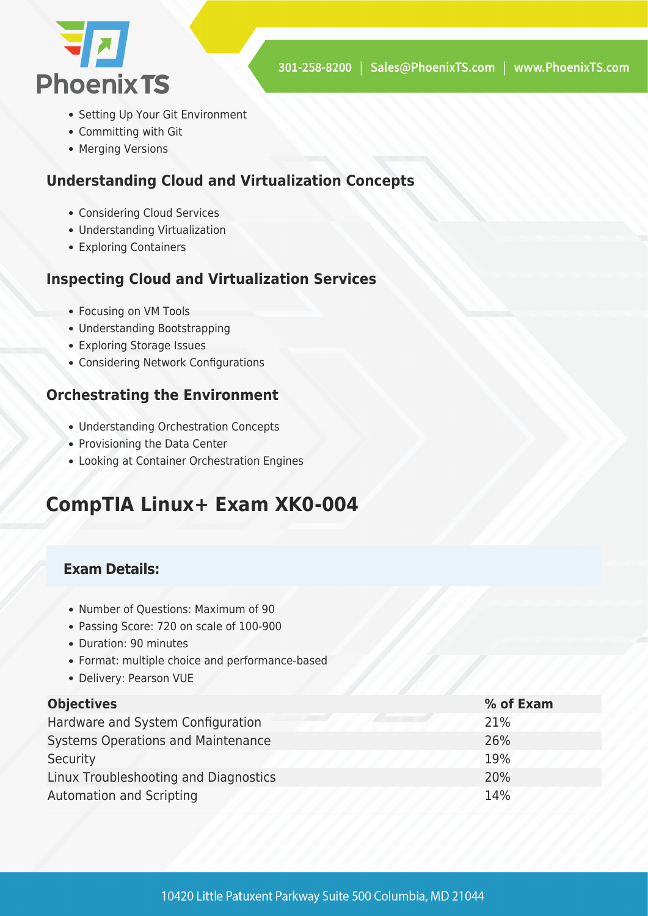- Setting Up Your Git Environment
- Committing with Git
- Merging Versions

### Understanding Cloud and Virtualization Concepts

- Considering Cloud Services
- Understanding Virtualization
- Exploring Containers

### Inspecting Cloud and Virtualization Services

- Focusing on VM Tools
- Understanding Bootstrapping
- Exploring Storage Issues
- Considering Network Configurations

### Orchestrating the Environment

- Understanding Orchestration Concepts
- Provisioning the Data Center
- Looking at Container Orchestration Engines

## CompTIA Linux+ Exam XK0-004

### Exam Details:

- Number of Questions: Maximum of 90
- Passing Score: 720 on scale of 100-900
- Duration: 90 minutes
- Format: multiple choice and performance-based
- Delivery: Pearson VUE

| Objectives | % of Exam |
|---|---|
| Hardware and System Configuration | 21% |
| Systems Operations and Maintenance | 26% |
| Security | 19% |
| Linux Troubleshooting and Diagnostics | 20% |
| Automation and Scripting | 14% |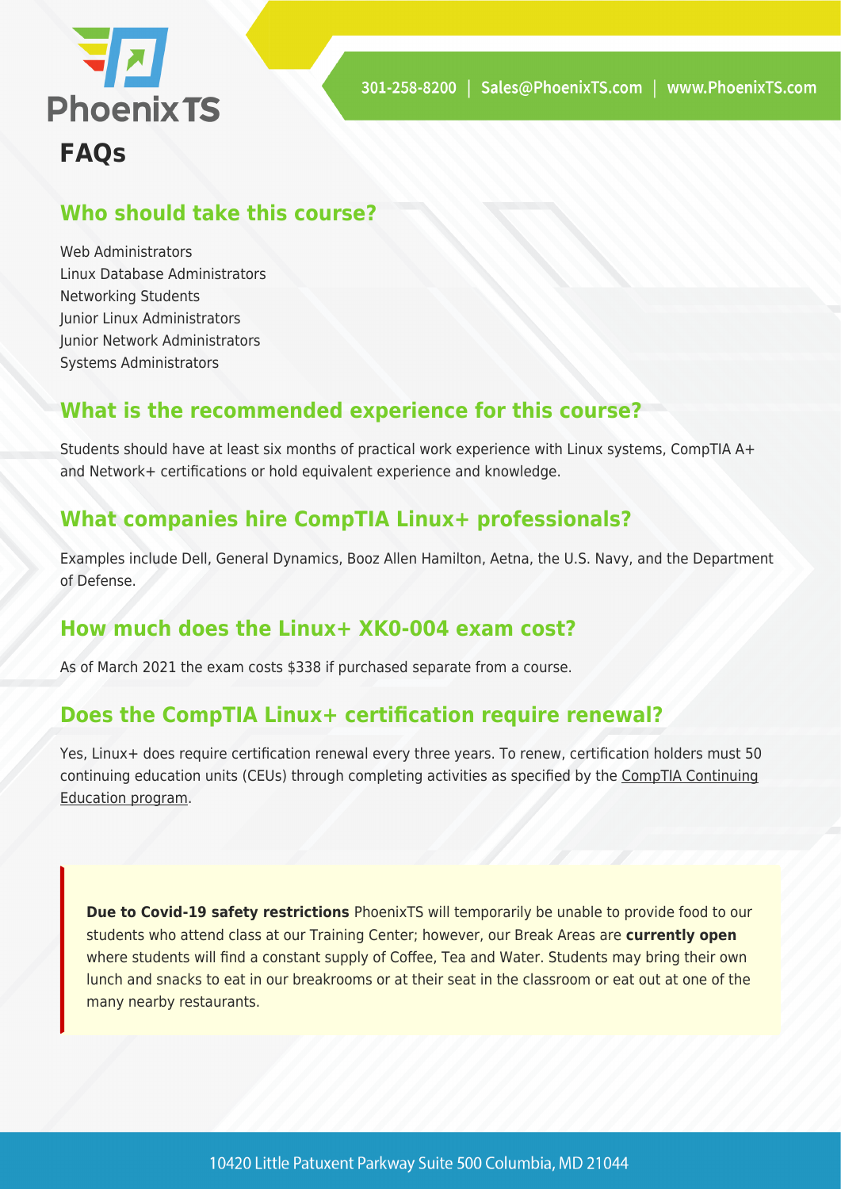# FAQs

## Who should take this course?

Web Administrators
Linux Database Administrators
Networking Students
Junior Linux Administrators
Junior Network Administrators
Systems Administrators

## What is the recommended experience for this course?

Students should have at least six months of practical work experience with Linux systems, CompTIA A+ and Network+ certifications or hold equivalent experience and knowledge.

## What companies hire CompTIA Linux+ professionals?

Examples include Dell, General Dynamics, Booz Allen Hamilton, Aetna, the U.S. Navy, and the Department of Defense.

## How much does the Linux+ XK0-004 exam cost?

As of March 2021 the exam costs $338 if purchased separate from a course.

## Does the CompTIA Linux+ certification require renewal?

Yes, Linux+ does require certification renewal every three years. To renew, certification holders must 50 continuing education units (CEUs) through completing activities as specified by the CompTIA Continuing Education program.

**Due to Covid-19 safety restrictions** PhoenixTS will temporarily be unable to provide food to our students who attend class at our Training Center; however, our Break Areas are **currently open** where students will find a constant supply of Coffee, Tea and Water. Students may bring their own lunch and snacks to eat in our breakrooms or at their seat in the classroom or eat out at one of the many nearby restaurants.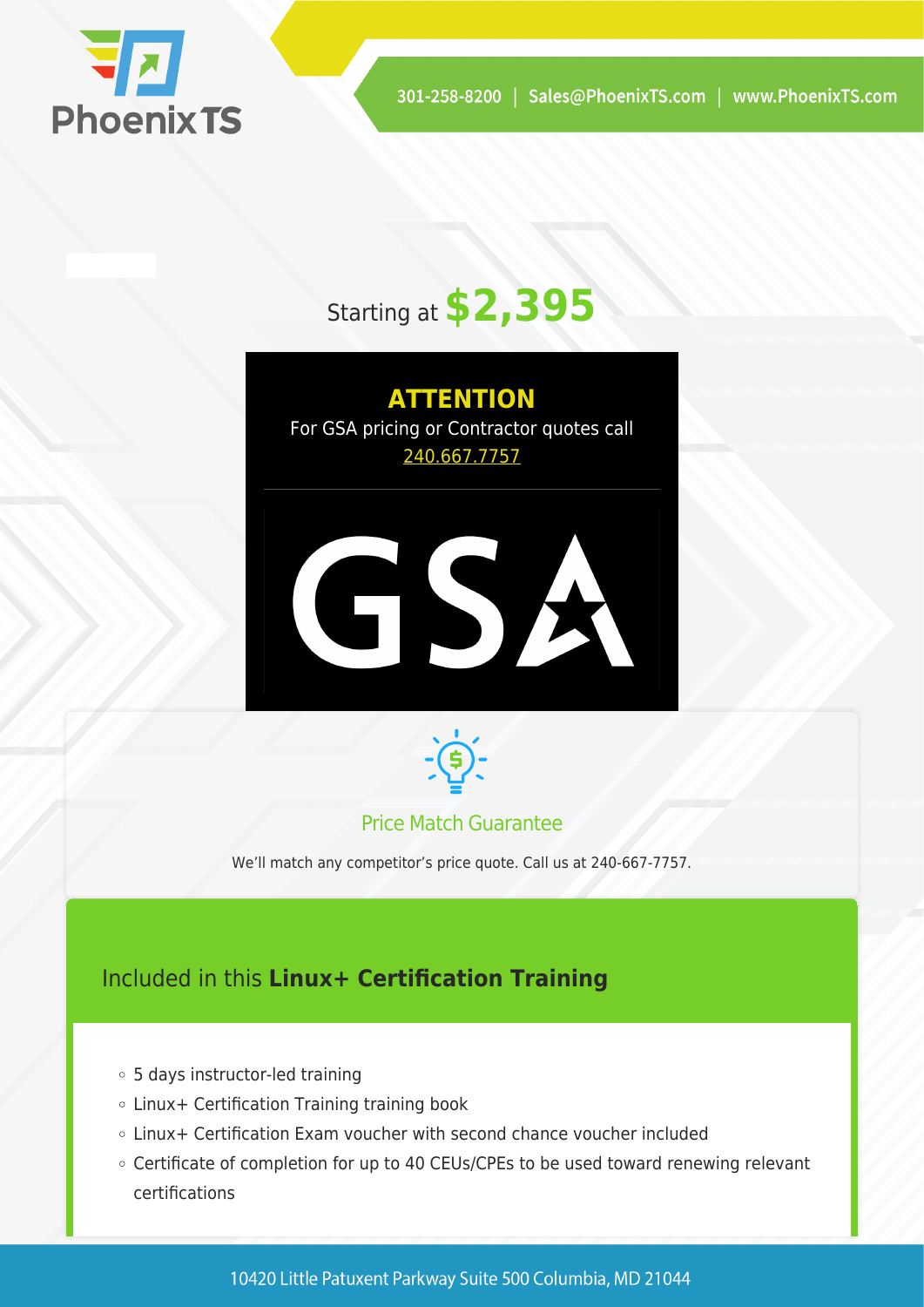Starting at **$2,395**

**ATTENTION**

For GSA pricing or Contractor quotes call 240.667.7757

GSA

Price Match Guarantee

We'll match any competitor's price quote. Call us at 240-667-7757.

## Included in this **Linux+ Certification Training**

- 5 days instructor-led training
- Linux+ Certification Training training book
- Linux+ Certification Exam voucher with second chance voucher included
- Certificate of completion for up to 40 CEUs/CPEs to be used toward renewing relevant certifications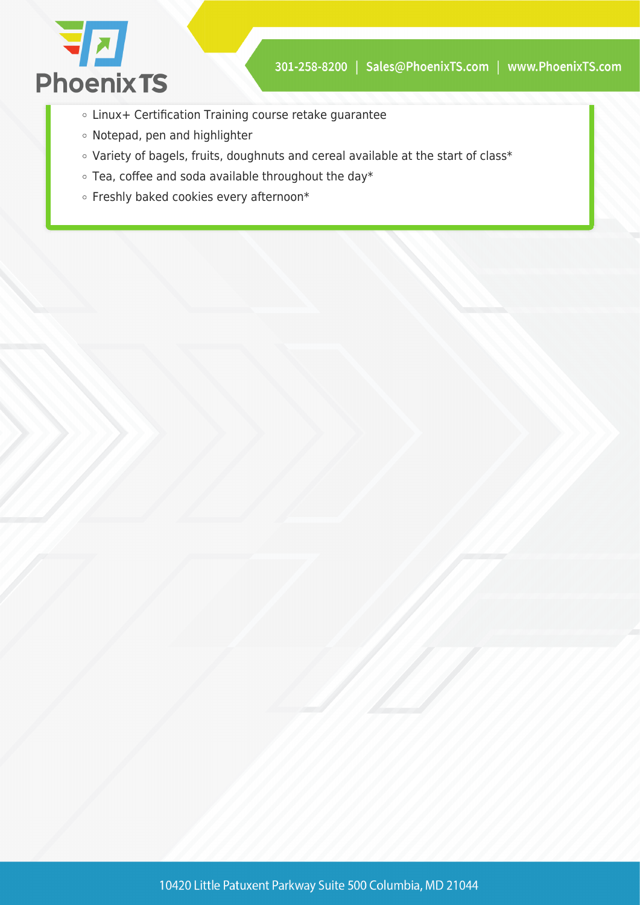- Linux+ Certification Training course retake guarantee
- Notepad, pen and highlighter
- Variety of bagels, fruits, doughnuts and cereal available at the start of class*
- Tea, coffee and soda available throughout the day*
- Freshly baked cookies every afternoon*